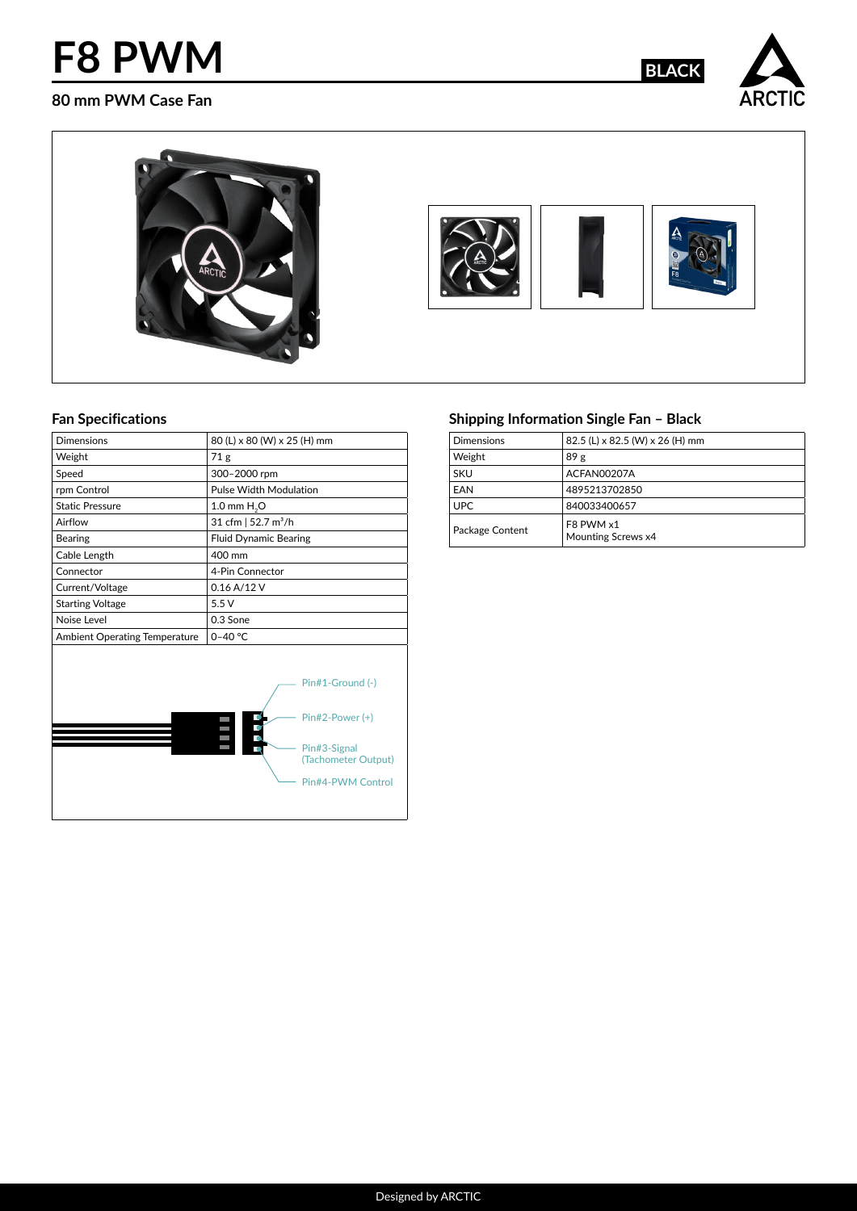# F8 PWM

BLACK

ARCTIC

## 80 mm PWM Case Fan

### Fan Specifications

| Dimensions | 80 (L) x 80 (W) x 25 (H) mm |
| --- | --- |
| Weight | 71 g |
| Speed | 300–2000 rpm |
| rpm Control | Pulse Width Modulation |
| Static Pressure | 1.0 mm $H_2O$ |
| Airflow | 31 cfm \| 52.7 $m^3$/h |
| Bearing | Fluid Dynamic Bearing |
| Cable Length | 400 mm |
| Connector | 4-Pin Connector |
| Current/Voltage | 0.16 A/12 V |
| Starting Voltage | 5.5 V |
| Noise Level | 0.3 Sone |
| Ambient Operating Temperature | 0–40 °C |

Pin#1-Ground (-)

Pin#2-Power (+)

Pin#3-Signal (Tachometer Output)

Pin#4-PWM Control

### Shipping Information Single Fan – Black

| Dimensions | 82.5 (L) x 82.5 (W) x 26 (H) mm |
| --- | --- |
| Weight | 89 g |
| SKU | ACFAN00207A |
| EAN | 4895213702850 |
| UPC | 840033400657 |
| Package Content | F8 PWM x1<br>Mounting Screws x4 |

Designed by ARCTIC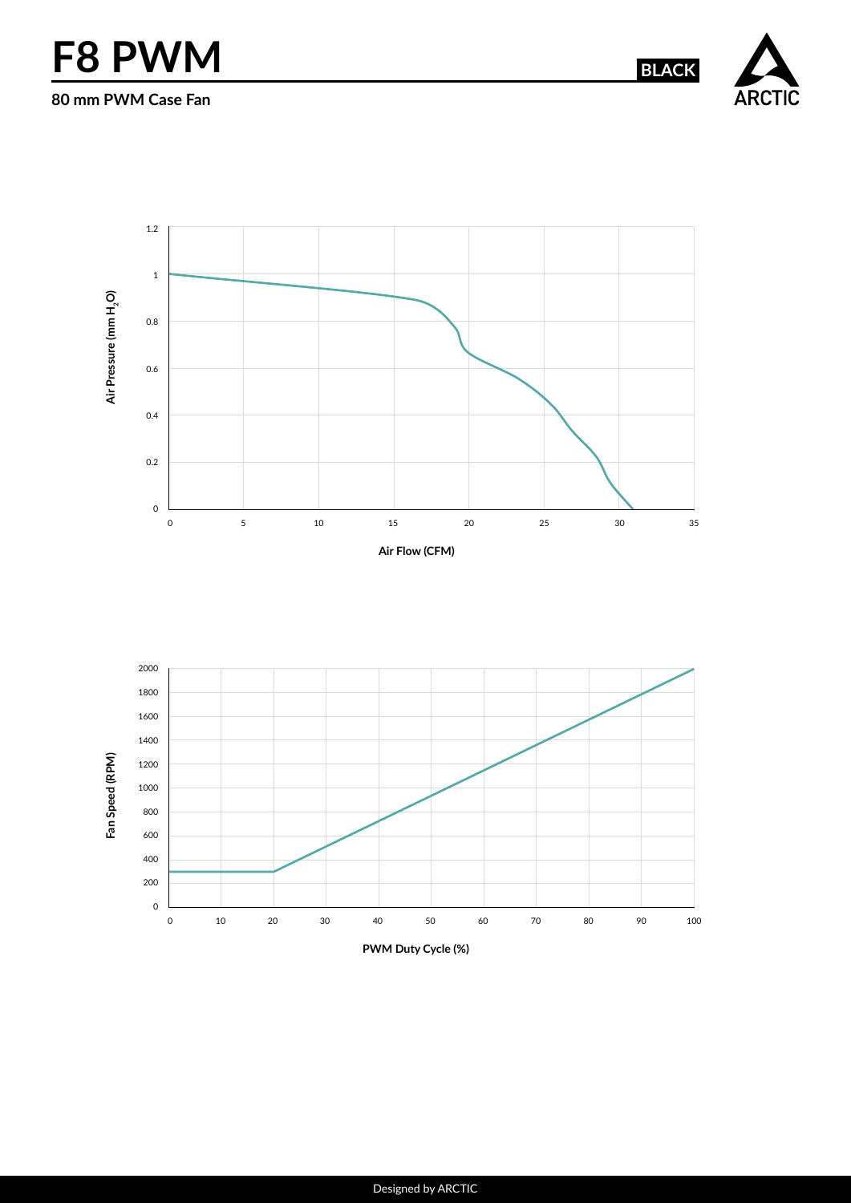# F8 PWM

**BLACK**

**80 mm PWM Case Fan**

Air Pressure (mm $H_2O$)

Air Flow (CFM)

Fan Speed (RPM)

PWM Duty Cycle (%)

Designed by ARCTIC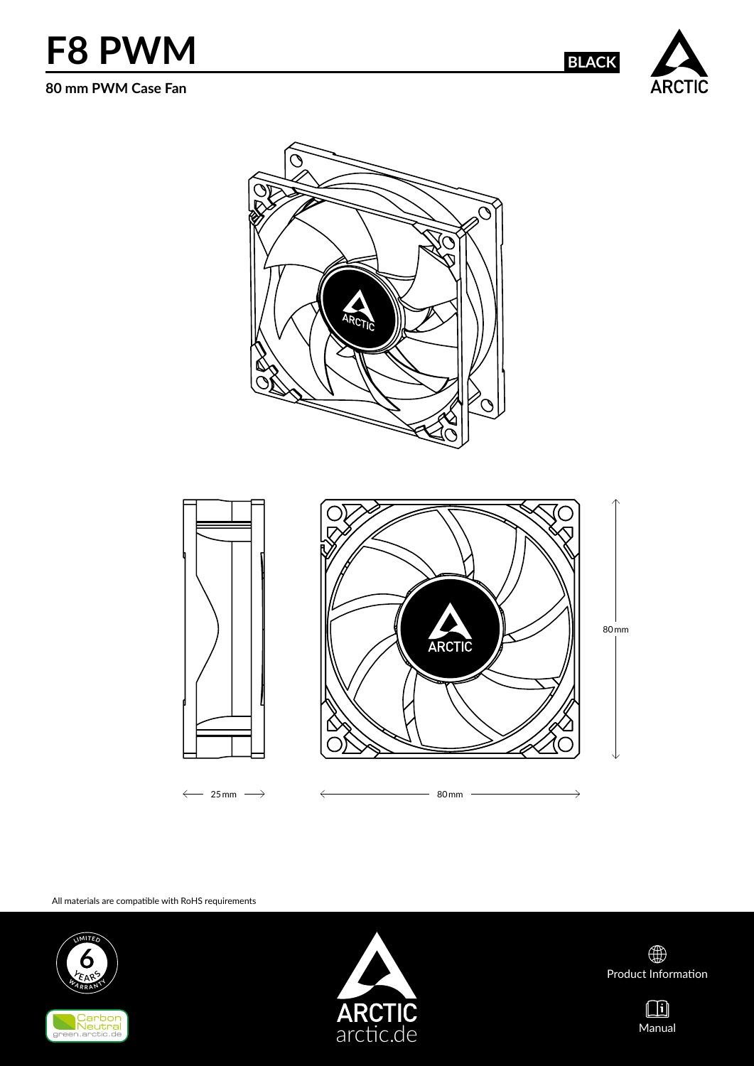# F8 PWM

**BLACK**

**80 mm PWM Case Fan**

25 mm

80 mm

80 mm

All materials are compatible with RoHS requirements

LIMITED 6 YEARS WARRANTY

Carbon Neutral green.arctic.de

ARCTIC
arctic.de

Product Information

Manual